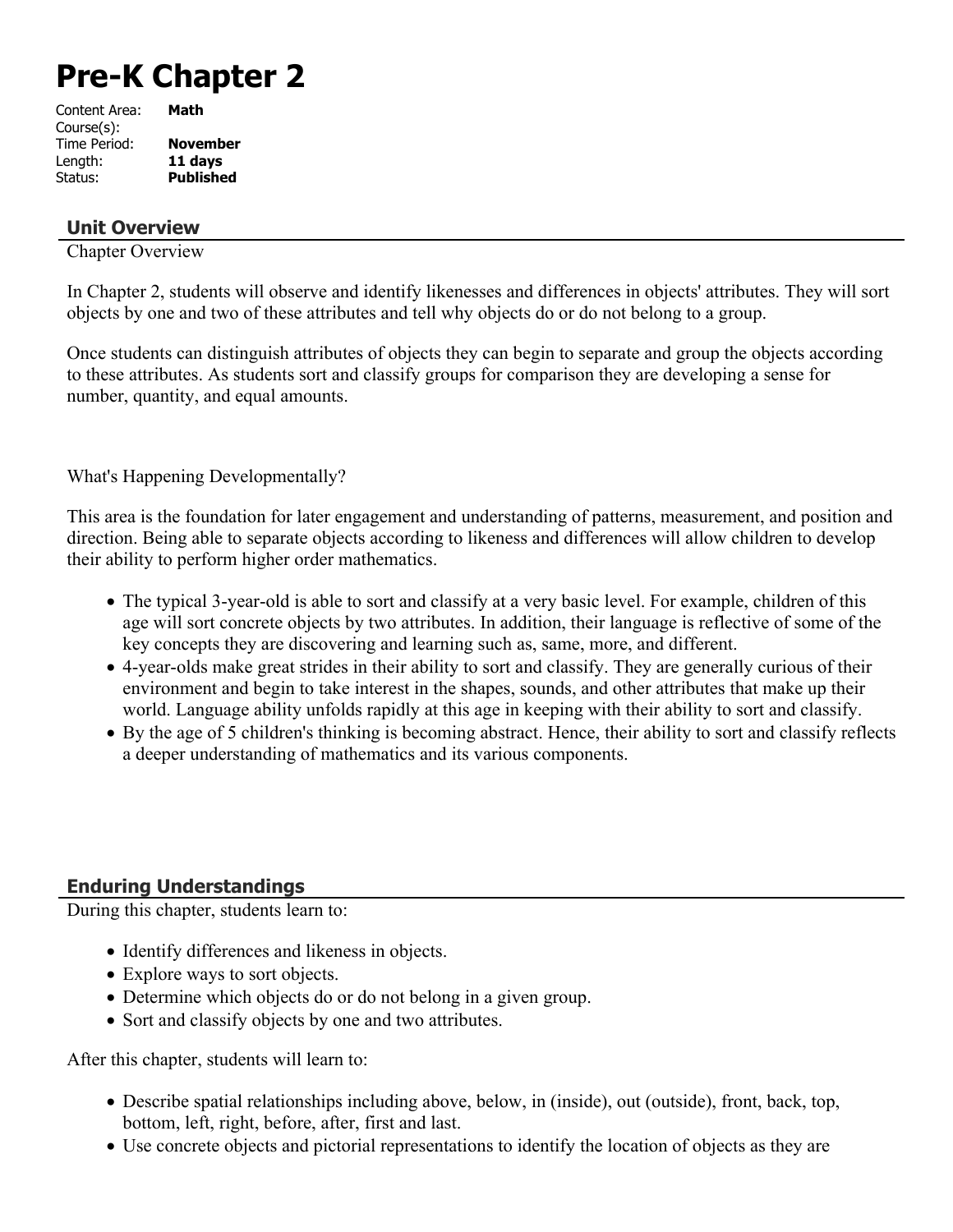# Pre-K Chapter 2

Content Area: **Math**
Course(s):
Time Period: **November**
Length: **11 days**
Status: **Published**

## Unit Overview

Chapter Overview

In Chapter 2, students will observe and identify likenesses and differences in objects' attributes. They will sort objects by one and two of these attributes and tell why objects do or do not belong to a group.

Once students can distinguish attributes of objects they can begin to separate and group the objects according to these attributes. As students sort and classify groups for comparison they are developing a sense for number, quantity, and equal amounts.

What's Happening Developmentally?

This area is the foundation for later engagement and understanding of patterns, measurement, and position and direction. Being able to separate objects according to likeness and differences will allow children to develop their ability to perform higher order mathematics.

- The typical 3-year-old is able to sort and classify at a very basic level. For example, children of this age will sort concrete objects by two attributes. In addition, their language is reflective of some of the key concepts they are discovering and learning such as, same, more, and different.
- 4-year-olds make great strides in their ability to sort and classify. They are generally curious of their environment and begin to take interest in the shapes, sounds, and other attributes that make up their world. Language ability unfolds rapidly at this age in keeping with their ability to sort and classify.
- By the age of 5 children's thinking is becoming abstract. Hence, their ability to sort and classify reflects a deeper understanding of mathematics and its various components.

## Enduring Understandings

During this chapter, students learn to:

- Identify differences and likeness in objects.
- Explore ways to sort objects.
- Determine which objects do or do not belong in a given group.
- Sort and classify objects by one and two attributes.

After this chapter, students will learn to:

- Describe spatial relationships including above, below, in (inside), out (outside), front, back, top, bottom, left, right, before, after, first and last.
- Use concrete objects and pictorial representations to identify the location of objects as they are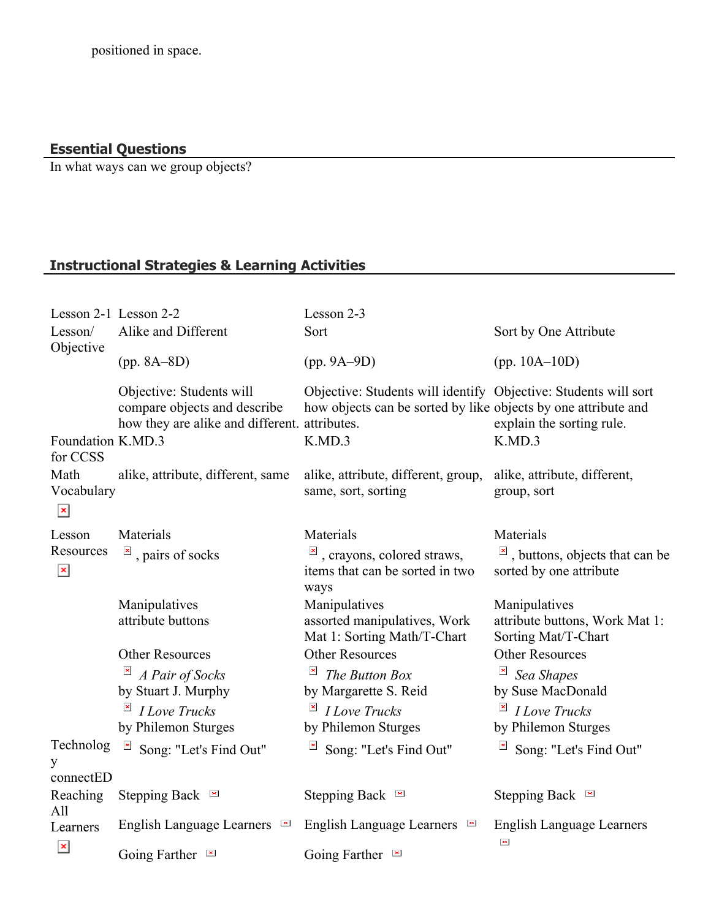positioned in space.

## Essential Questions

In what ways can we group objects?

## Instructional Strategies & Learning Activities

| Lesson 2-1 | Lesson 2-2 | Lesson 2-3 | |
|---|---|---|---|
| Lesson/ Objective | Alike and Different<br><br>(pp. 8A–8D)<br><br>Objective: Students will compare objects and describe how they are alike and different. | Sort<br><br>(pp. 9A–9D)<br><br>Objective: Students will identify how objects can be sorted by like attributes. | Sort by One Attribute<br><br>(pp. 10A–10D)<br><br>Objective: Students will sort objects by one attribute and explain the sorting rule. |
| Foundation for CCSS | K.MD.3 | K.MD.3 | K.MD.3 |
| Math Vocabulary | alike, attribute, different, same | alike, attribute, different, group, same, sort, sorting | alike, attribute, different, group, sort |
| Lesson Resources | Materials<br>, pairs of socks<br><br>Manipulatives<br>attribute buttons<br><br>Other Resources<br>*A Pair of Socks* by Stuart J. Murphy<br>*I Love Trucks* by Philemon Sturges | Materials<br>, crayons, colored straws, items that can be sorted in two ways<br><br>Manipulatives<br>assorted manipulatives, Work Mat 1: Sorting Math/T-Chart<br><br>Other Resources<br>*The Button Box* by Margarette S. Reid<br>*I Love Trucks* by Philemon Sturges | Materials<br>, buttons, objects that can be sorted by one attribute<br><br>Manipulatives<br>attribute buttons, Work Mat 1: Sorting Mat/T-Chart<br><br>Other Resources<br>*Sea Shapes* by Suse MacDonald<br>*I Love Trucks* by Philemon Sturges |
| Technology connectED | Song: "Let's Find Out" | Song: "Let's Find Out" | Song: "Let's Find Out" |
| Reaching All Learners | Stepping Back<br><br>English Language Learners<br><br>Going Farther | Stepping Back<br><br>English Language Learners<br><br>Going Farther | Stepping Back<br><br>English Language Learners |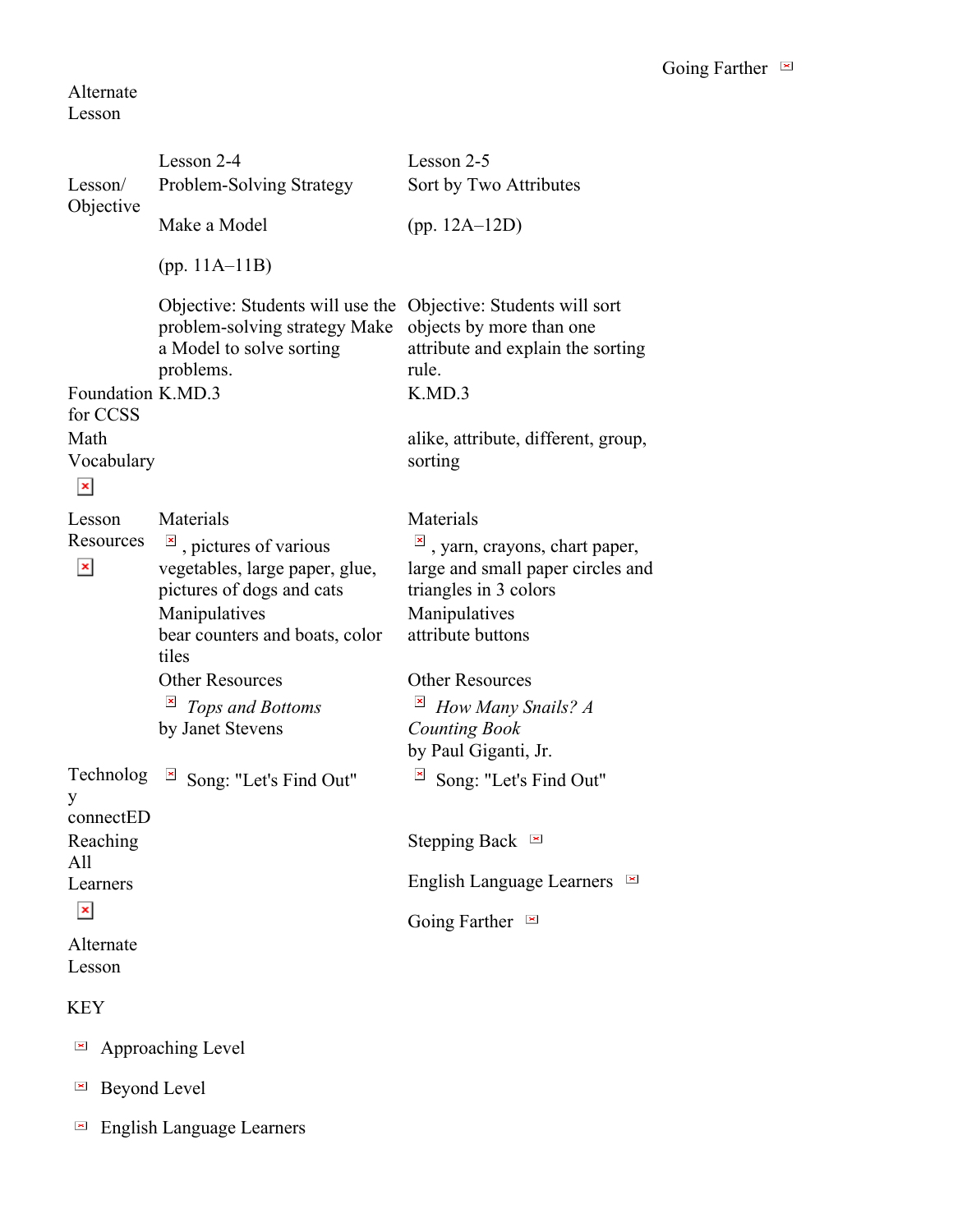| | | Going Farther |
|---|---|---|
| Alternate Lesson | | |

| | | |
|---|---|---|
| Lesson/ Objective | Lesson 2-4<br>Problem-Solving Strategy<br>Make a Model<br>(pp. 11A–11B)<br>Objective: Students will use the problem-solving strategy Make a Model to solve sorting problems. | Lesson 2-5<br>Sort by Two Attributes<br>(pp. 12A–12D)<br>Objective: Students will sort objects by more than one attribute and explain the sorting rule. |
| Foundation for CCSS | K.MD.3 | K.MD.3 |
| Math Vocabulary | | alike, attribute, different, group, sorting |
| Lesson Resources | Materials<br>, pictures of various vegetables, large paper, glue, pictures of dogs and cats<br>Manipulatives<br>bear counters and boats, color tiles<br>Other Resources<br>*Tops and Bottoms* by Janet Stevens | Materials<br>, yarn, crayons, chart paper, large and small paper circles and triangles in 3 colors<br>Manipulatives<br>attribute buttons<br>Other Resources<br>*How Many Snails? A Counting Book* by Paul Giganti, Jr. |
| Technology connectED | Song: "Let's Find Out" | Song: "Let's Find Out" |
| Reaching All Learners | | Stepping Back<br>English Language Learners<br>Going Farther |
| Alternate Lesson | | |

KEY

- Approaching Level
- Beyond Level
- English Language Learners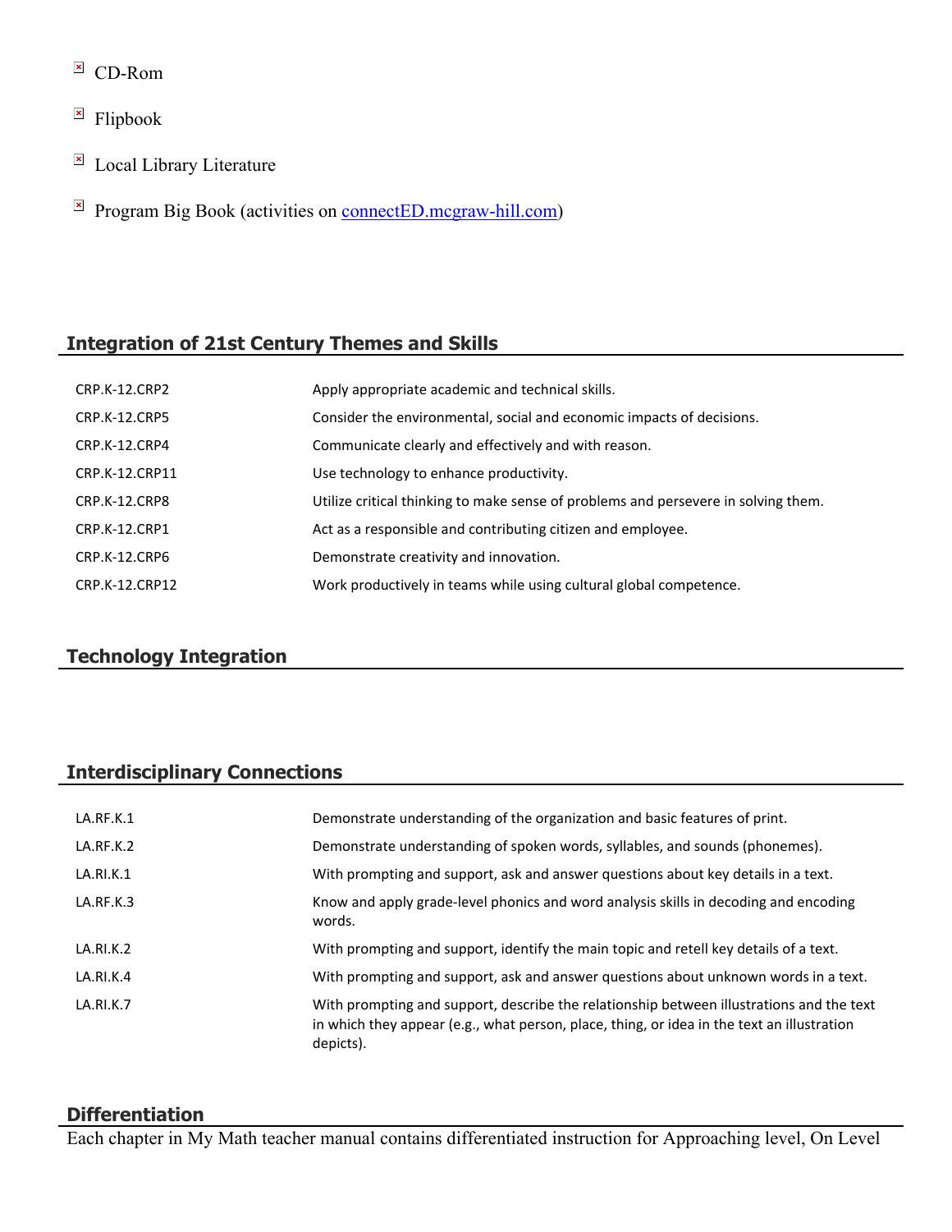- CD-Rom
- Flipbook
- Local Library Literature
- Program Big Book (activities on [connectED.mcgraw-hill.com](connectED.mcgraw-hill.com))

## Integration of 21st Century Themes and Skills

| | |
|---|---|
| CRP.K-12.CRP2 | Apply appropriate academic and technical skills. |
| CRP.K-12.CRP5 | Consider the environmental, social and economic impacts of decisions. |
| CRP.K-12.CRP4 | Communicate clearly and effectively and with reason. |
| CRP.K-12.CRP11 | Use technology to enhance productivity. |
| CRP.K-12.CRP8 | Utilize critical thinking to make sense of problems and persevere in solving them. |
| CRP.K-12.CRP1 | Act as a responsible and contributing citizen and employee. |
| CRP.K-12.CRP6 | Demonstrate creativity and innovation. |
| CRP.K-12.CRP12 | Work productively in teams while using cultural global competence. |

## Technology Integration

## Interdisciplinary Connections

| | |
|---|---|
| LA.RF.K.1 | Demonstrate understanding of the organization and basic features of print. |
| LA.RF.K.2 | Demonstrate understanding of spoken words, syllables, and sounds (phonemes). |
| LA.RI.K.1 | With prompting and support, ask and answer questions about key details in a text. |
| LA.RF.K.3 | Know and apply grade-level phonics and word analysis skills in decoding and encoding words. |
| LA.RI.K.2 | With prompting and support, identify the main topic and retell key details of a text. |
| LA.RI.K.4 | With prompting and support, ask and answer questions about unknown words in a text. |
| LA.RI.K.7 | With prompting and support, describe the relationship between illustrations and the text in which they appear (e.g., what person, place, thing, or idea in the text an illustration depicts). |

## Differentiation

Each chapter in My Math teacher manual contains differentiated instruction for Approaching level, On Level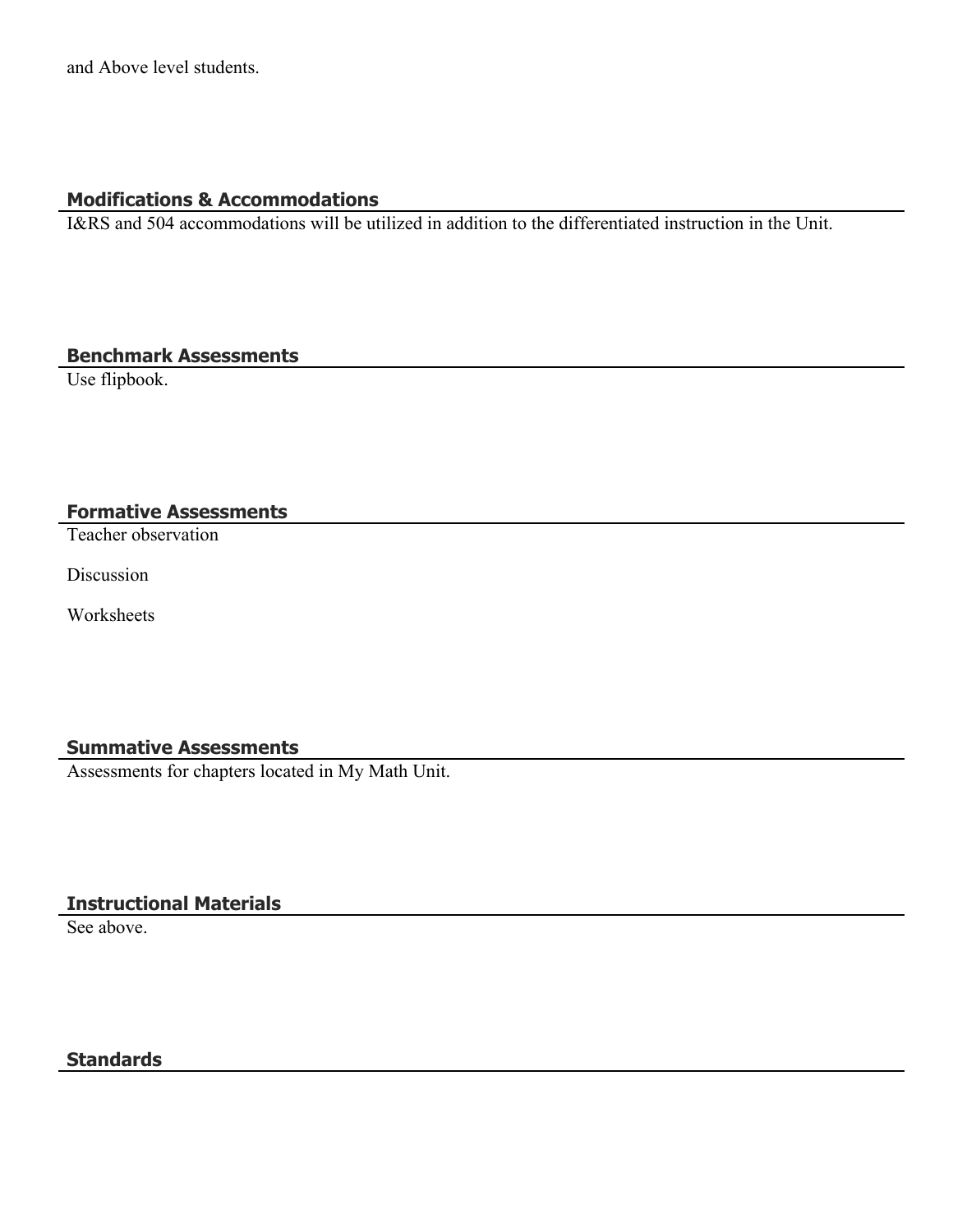and Above level students.

## Modifications & Accommodations

I&RS and 504 accommodations will be utilized in addition to the differentiated instruction in the Unit.

## Benchmark Assessments

Use flipbook.

## Formative Assessments

Teacher observation

Discussion

Worksheets

## Summative Assessments

Assessments for chapters located in My Math Unit.

## Instructional Materials

See above.

## Standards